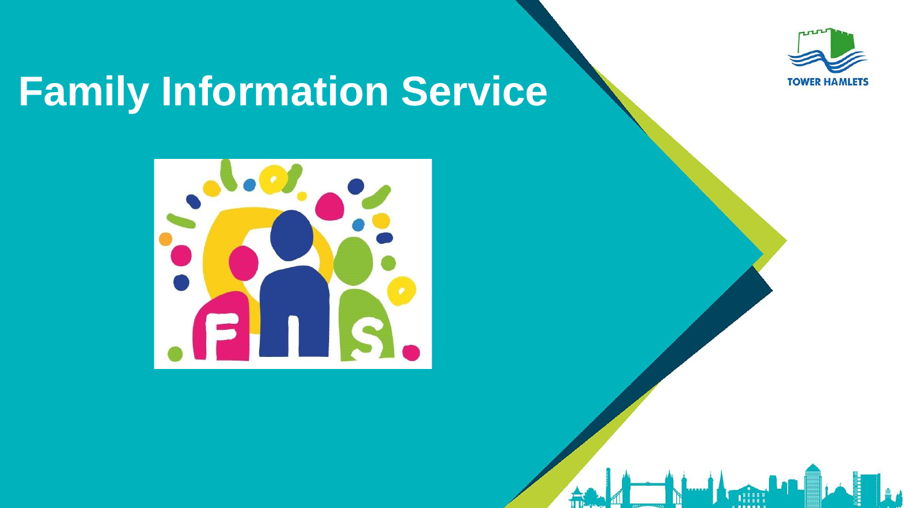# Family Information Service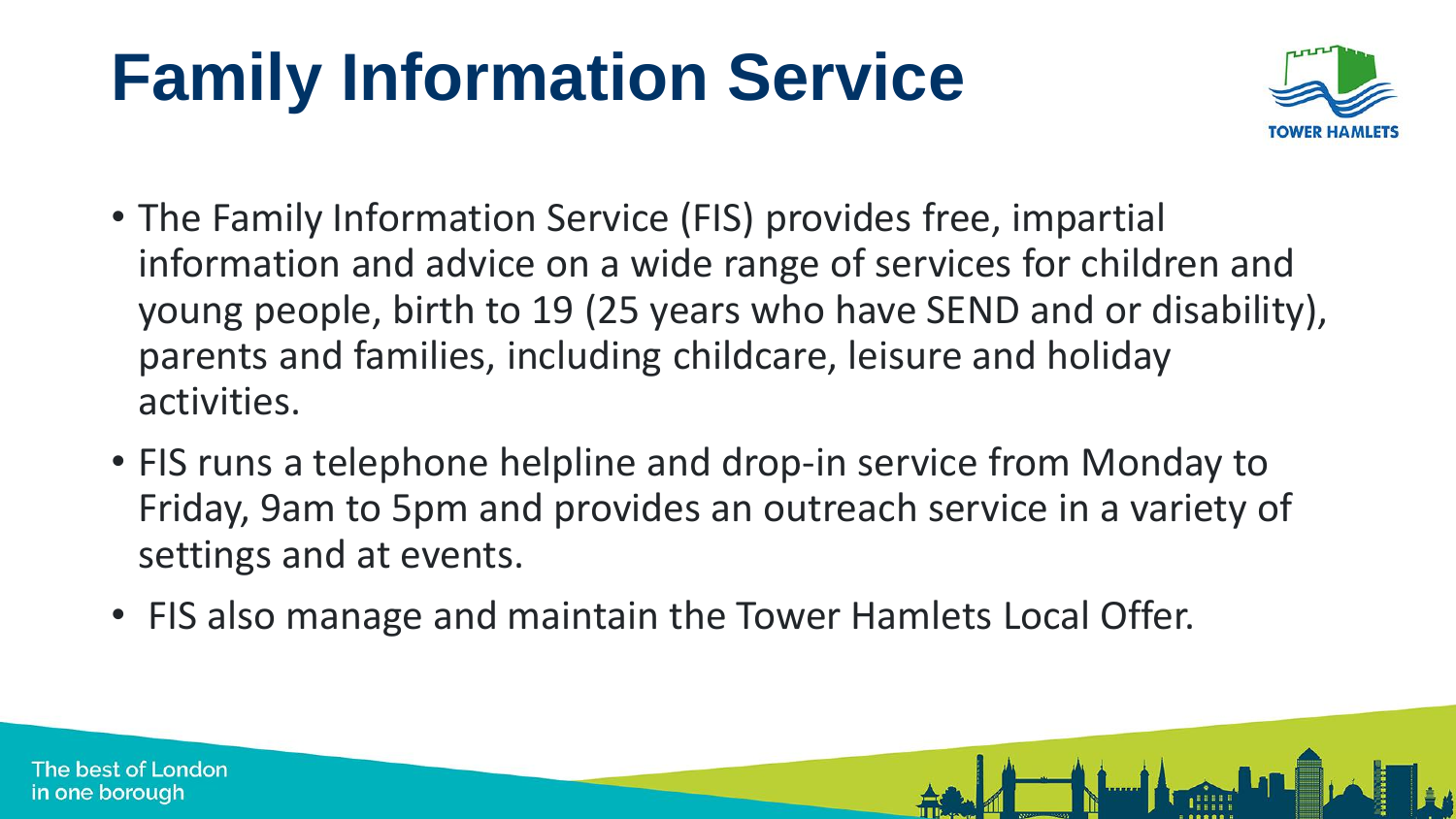# Family Information Service

- The Family Information Service (FIS) provides free, impartial information and advice on a wide range of services for children and young people, birth to 19 (25 years who have SEND and or disability), parents and families, including childcare, leisure and holiday activities.
- FIS runs a telephone helpline and drop-in service from Monday to Friday, 9am to 5pm and provides an outreach service in a variety of settings and at events.
- FIS also manage and maintain the Tower Hamlets Local Offer.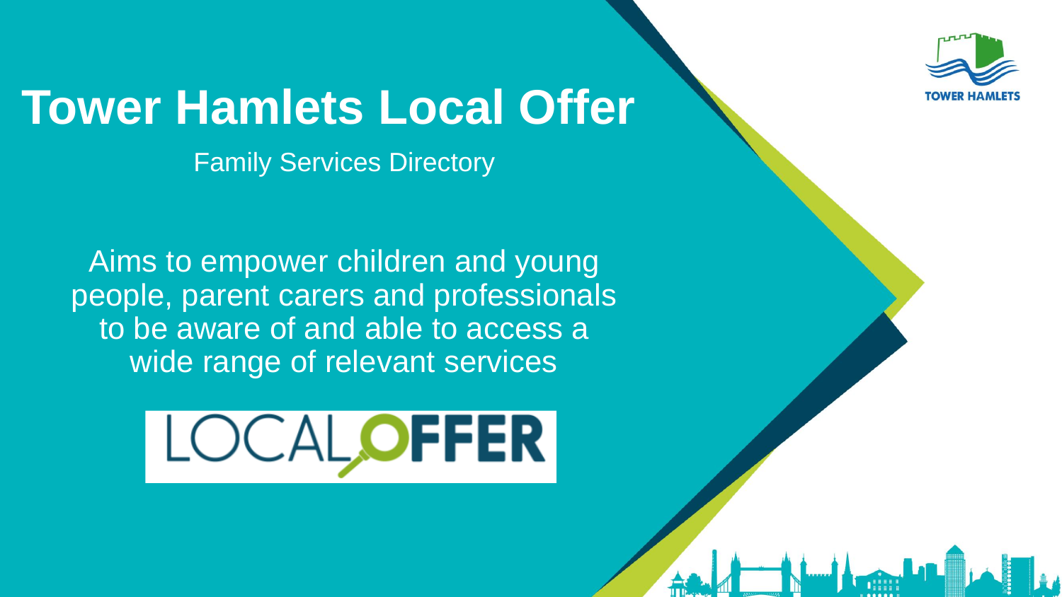# Tower Hamlets Local Offer

Family Services Directory

Aims to empower children and young people, parent carers and professionals to be aware of and able to access a wide range of relevant services

LOCAL OFFER

TOWER HAMLETS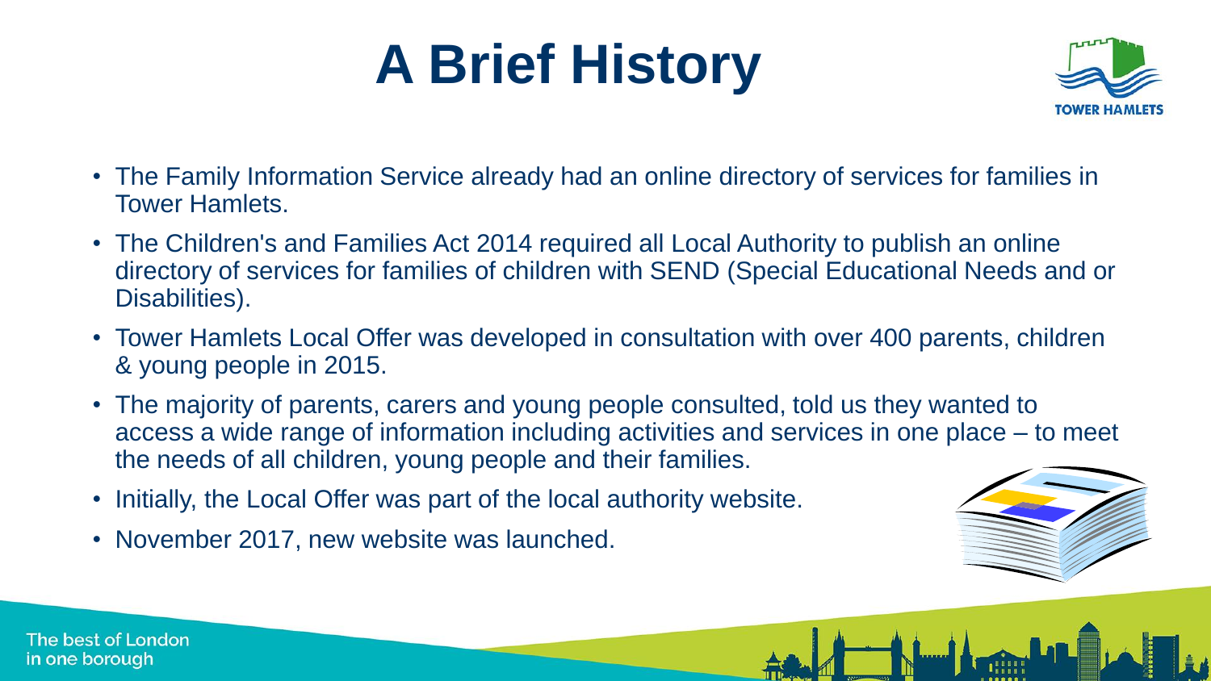# A Brief History

- The Family Information Service already had an online directory of services for families in Tower Hamlets.
- The Children's and Families Act 2014 required all Local Authority to publish an online directory of services for families of children with SEND (Special Educational Needs and or Disabilities).
- Tower Hamlets Local Offer was developed in consultation with over 400 parents, children & young people in 2015.
- The majority of parents, carers and young people consulted, told us they wanted to access a wide range of information including activities and services in one place – to meet the needs of all children, young people and their families.
- Initially, the Local Offer was part of the local authority website.
- November 2017, new website was launched.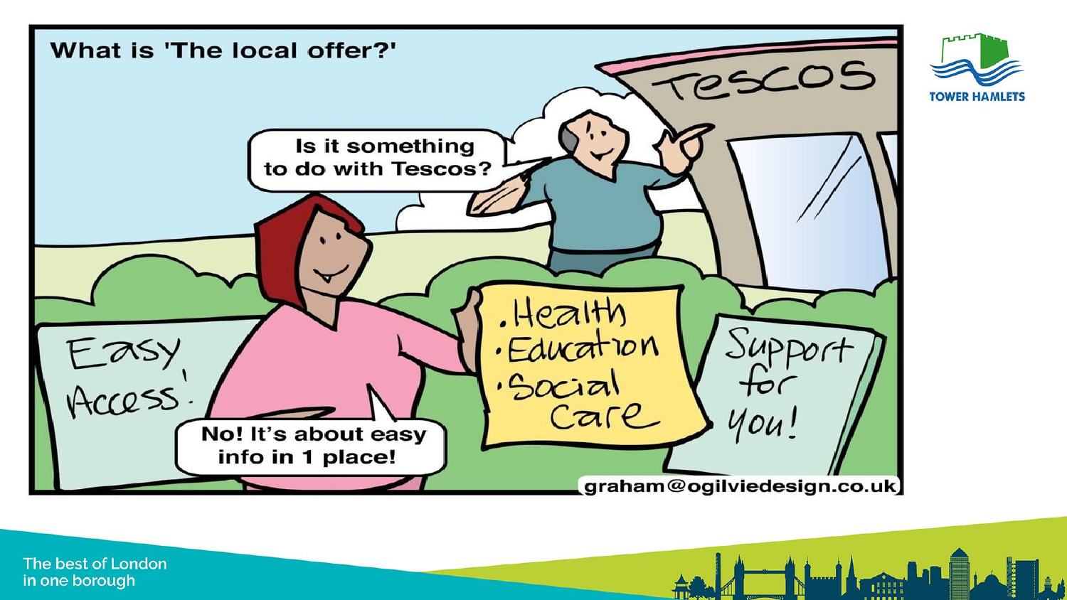What is 'The local offer?'

Is it something to do with Tescos?

No! It's about easy info in 1 place!

Easy Access!

- Health
- Education
- Social Care

Support for you!

TESCOS

graham@ogilviedesign.co.uk

TOWER HAMLETS

The best of London in one borough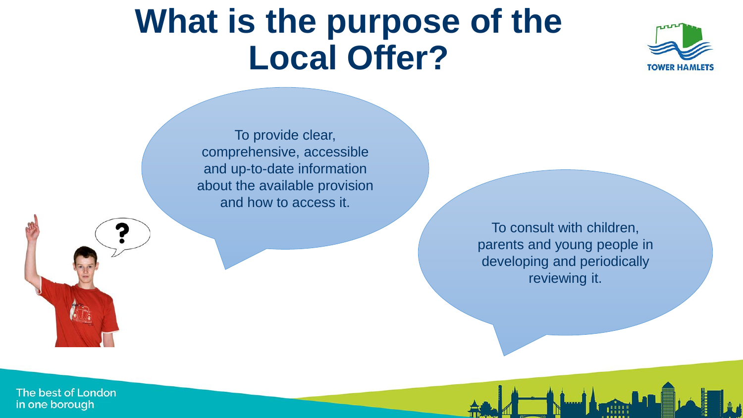# What is the purpose of the Local Offer?

To provide clear, comprehensive, accessible and up-to-date information about the available provision and how to access it.

To consult with children, parents and young people in developing and periodically reviewing it.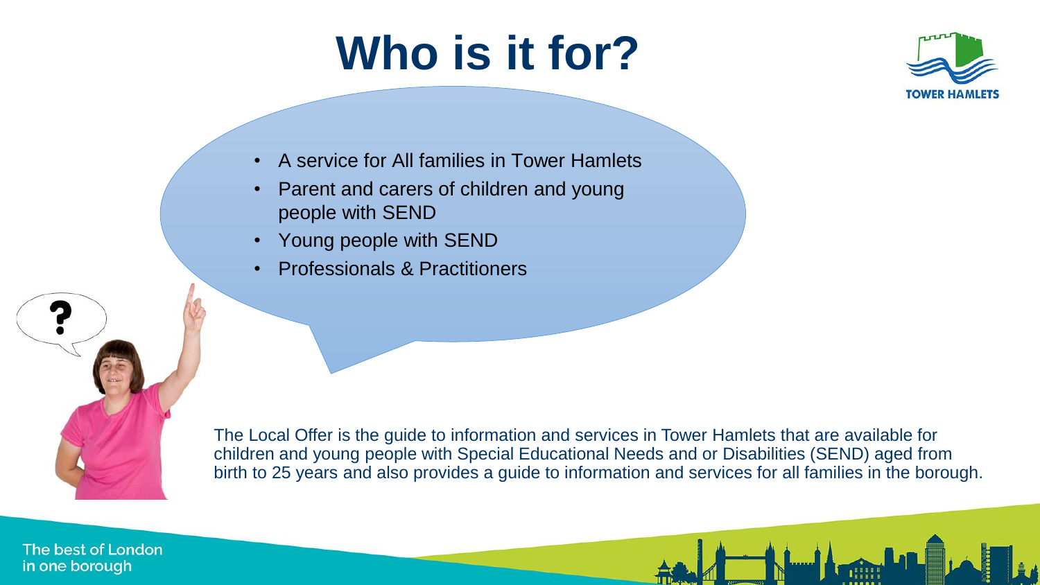# Who is it for?

- A service for All families in Tower Hamlets
- Parent and carers of children and young people with SEND
- Young people with SEND
- Professionals & Practitioners

The Local Offer is the guide to information and services in Tower Hamlets that are available for children and young people with Special Educational Needs and or Disabilities (SEND) aged from birth to 25 years and also provides a guide to information and services for all families in the borough.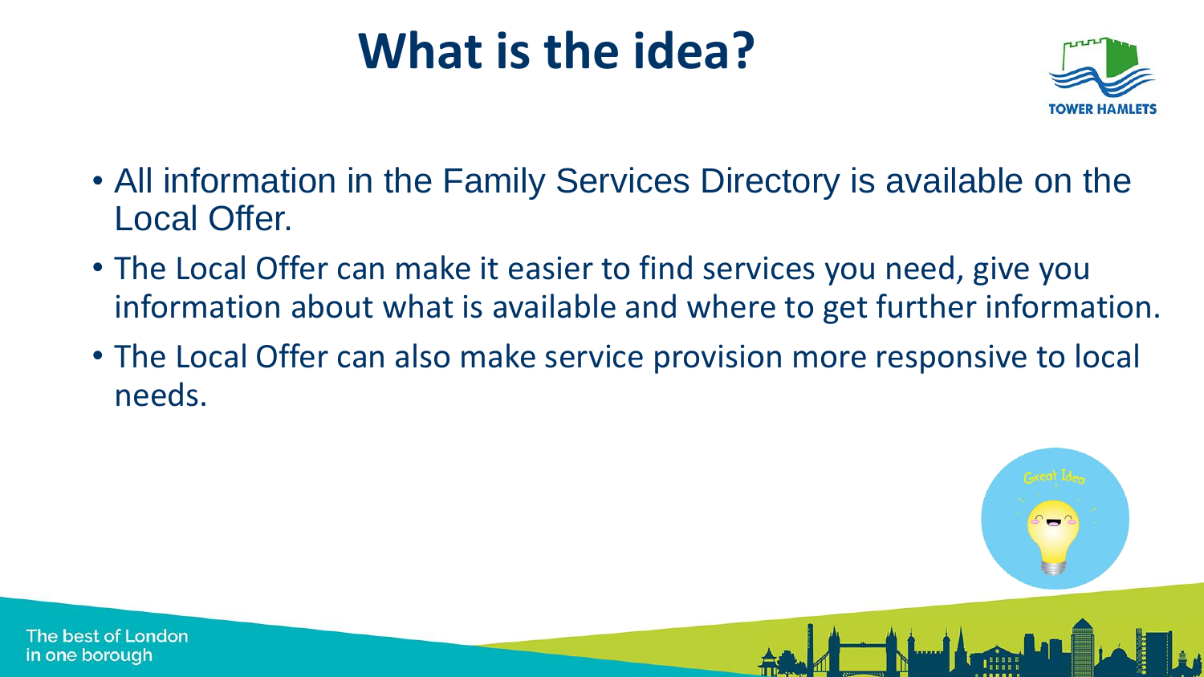# What is the idea?

- All information in the Family Services Directory is available on the Local Offer.
- The Local Offer can make it easier to find services you need, give you information about what is available and where to get further information.
- The Local Offer can also make service provision more responsive to local needs.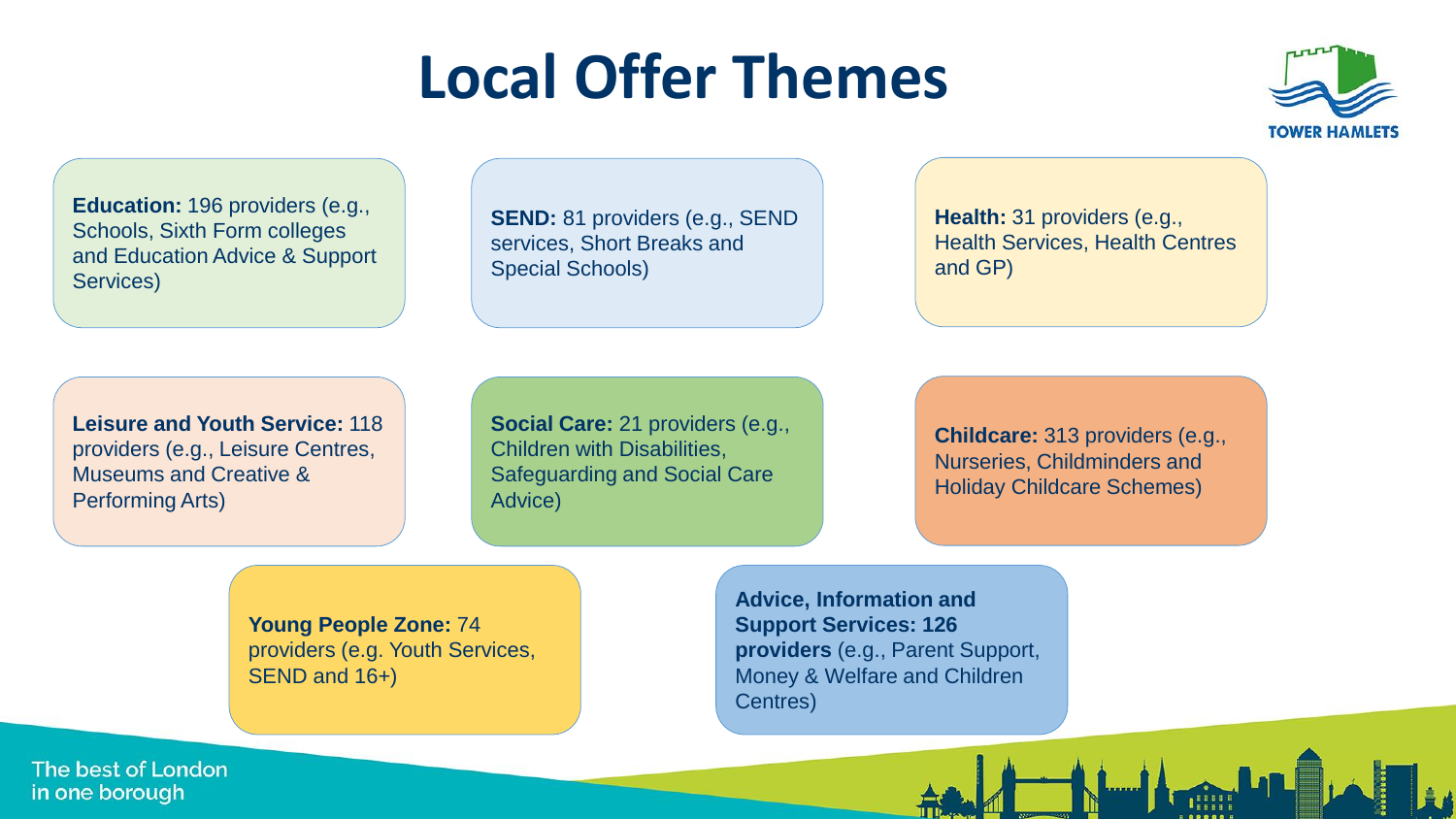# Local Offer Themes

**Education:** 196 providers (e.g., Schools, Sixth Form colleges and Education Advice & Support Services)

**SEND:** 81 providers (e.g., SEND services, Short Breaks and Special Schools)

**Health:** 31 providers (e.g., Health Services, Health Centres and GP)

**Leisure and Youth Service:** 118 providers (e.g., Leisure Centres, Museums and Creative & Performing Arts)

**Social Care:** 21 providers (e.g., Children with Disabilities, Safeguarding and Social Care Advice)

**Childcare:** 313 providers (e.g., Nurseries, Childminders and Holiday Childcare Schemes)

**Young People Zone:** 74 providers (e.g. Youth Services, SEND and 16+)

**Advice, Information and Support Services: 126 providers** (e.g., Parent Support, Money & Welfare and Children Centres)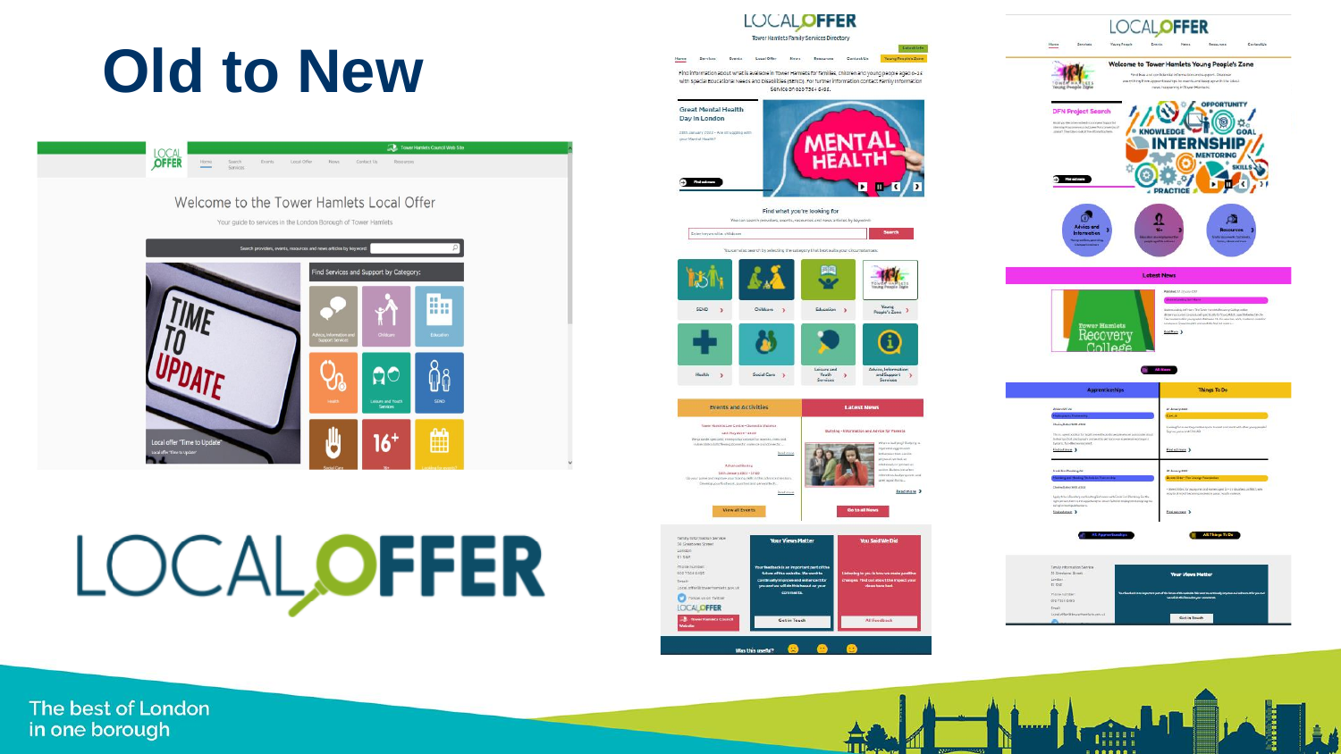# Old to New

The best of London in one borough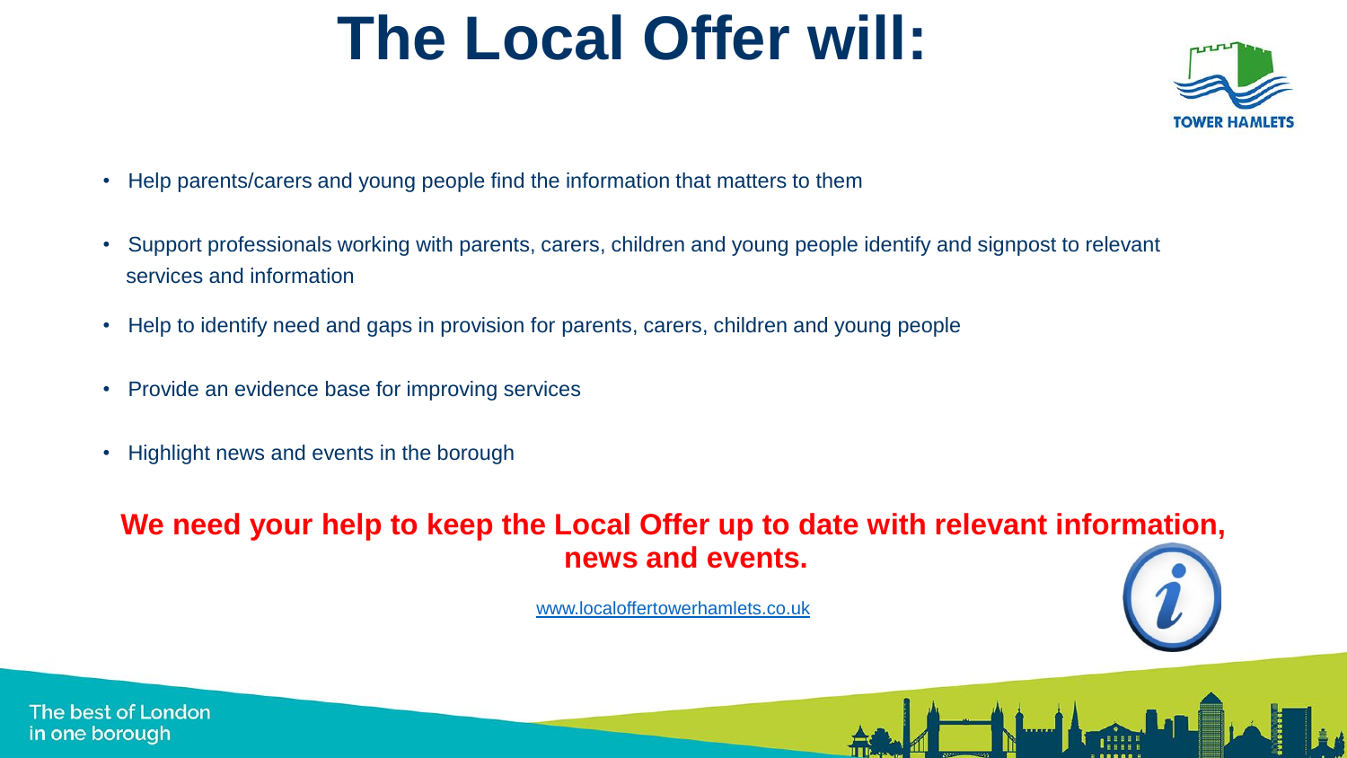# The Local Offer will:

- Help parents/carers and young people find the information that matters to them
- Support professionals working with parents, carers, children and young people identify and signpost to relevant services and information
- Help to identify need and gaps in provision for parents, carers, children and young people
- Provide an evidence base for improving services
- Highlight news and events in the borough

**We need your help to keep the Local Offer up to date with relevant information, news and events.**

www.localoffertowerhamlets.co.uk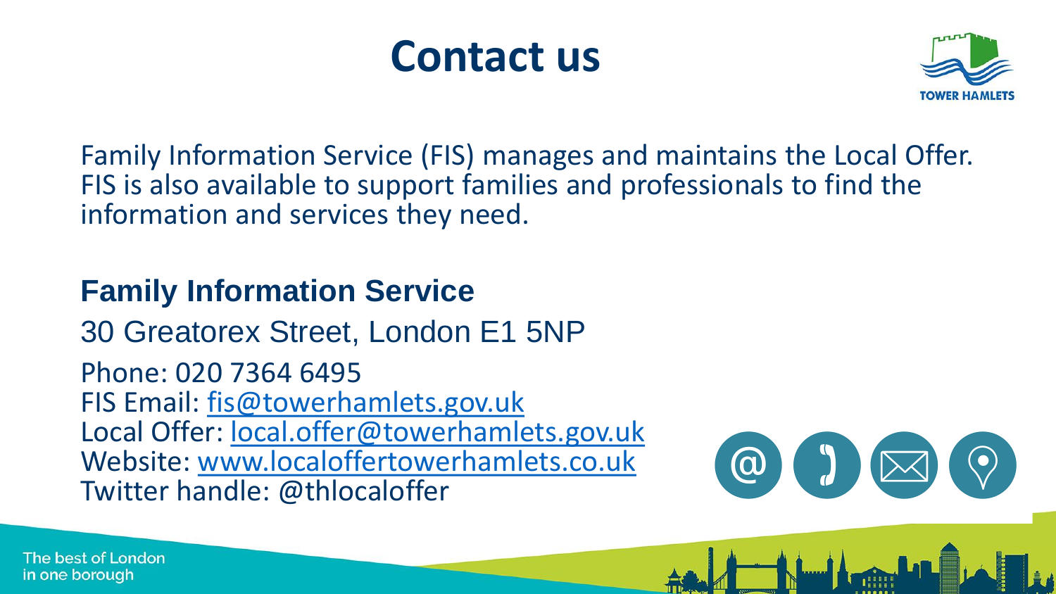# Contact us

TOWER HAMLETS

Family Information Service (FIS) manages and maintains the Local Offer. FIS is also available to support families and professionals to find the information and services they need.

## Family Information Service

30 Greatorex Street, London E1 5NP

Phone: 020 7364 6495
FIS Email: fis@towerhamlets.gov.uk
Local Offer: local.offer@towerhamlets.gov.uk
Website: www.localoffertowerhamlets.co.uk
Twitter handle: @thlocaloffer

The best of London in one borough